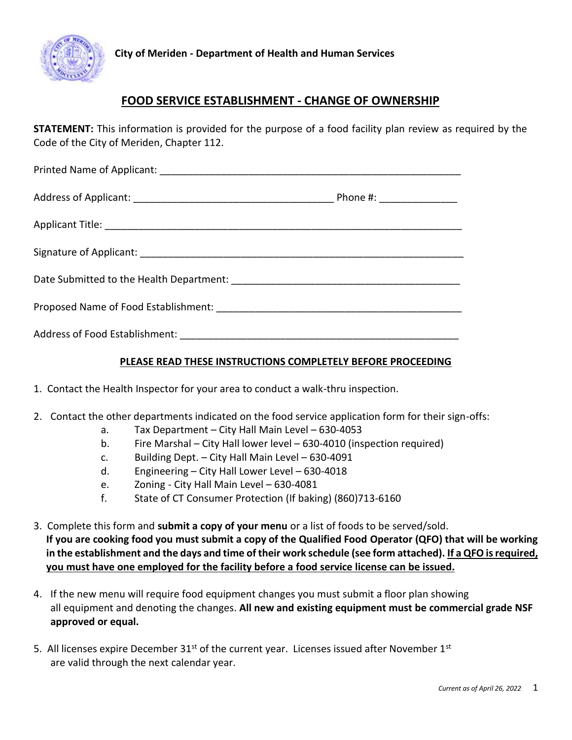**City of Meriden - Department of Health and Human Services**

# FOOD SERVICE ESTABLISHMENT - CHANGE OF OWNERSHIP

**STATEMENT:** This information is provided for the purpose of a food facility plan review as required by the Code of the City of Meriden, Chapter 112.

Printed Name of Applicant: ________________________________________________________

Address of Applicant: ____________________________________ Phone #: _____________

Applicant Title: __________________________________________________________________

Signature of Applicant: _____________________________________________________________

Date Submitted to the Health Department: __________________________________________

Proposed Name of Food Establishment: _____________________________________________

Address of Food Establishment: ____________________________________________________

**PLEASE READ THESE INSTRUCTIONS COMPLETELY BEFORE PROCEEDING**

1. Contact the Health Inspector for your area to conduct a walk-thru inspection.
2. Contact the other departments indicated on the food service application form for their sign-offs:
    a. Tax Department – City Hall Main Level – 630-4053
    b. Fire Marshal – City Hall lower level – 630-4010 (inspection required)
    c. Building Dept. – City Hall Main Level – 630-4091
    d. Engineering – City Hall Lower Level – 630-4018
    e. Zoning - City Hall Main Level – 630-4081
    f. State of CT Consumer Protection (If baking) (860)713-6160
3. Complete this form and **submit a copy of your menu** or a list of foods to be served/sold. **If you are cooking food you must submit a copy of the Qualified Food Operator (QFO) that will be working in the establishment and the days and time of their work schedule (see form attached). If a QFO is required, you must have one employed for the facility before a food service license can be issued.**
4. If the new menu will require food equipment changes you must submit a floor plan showing all equipment and denoting the changes. **All new and existing equipment must be commercial grade NSF approved or equal.**
5. All licenses expire December 31st of the current year. Licenses issued after November 1st are valid through the next calendar year.

*Current as of April 26, 2022*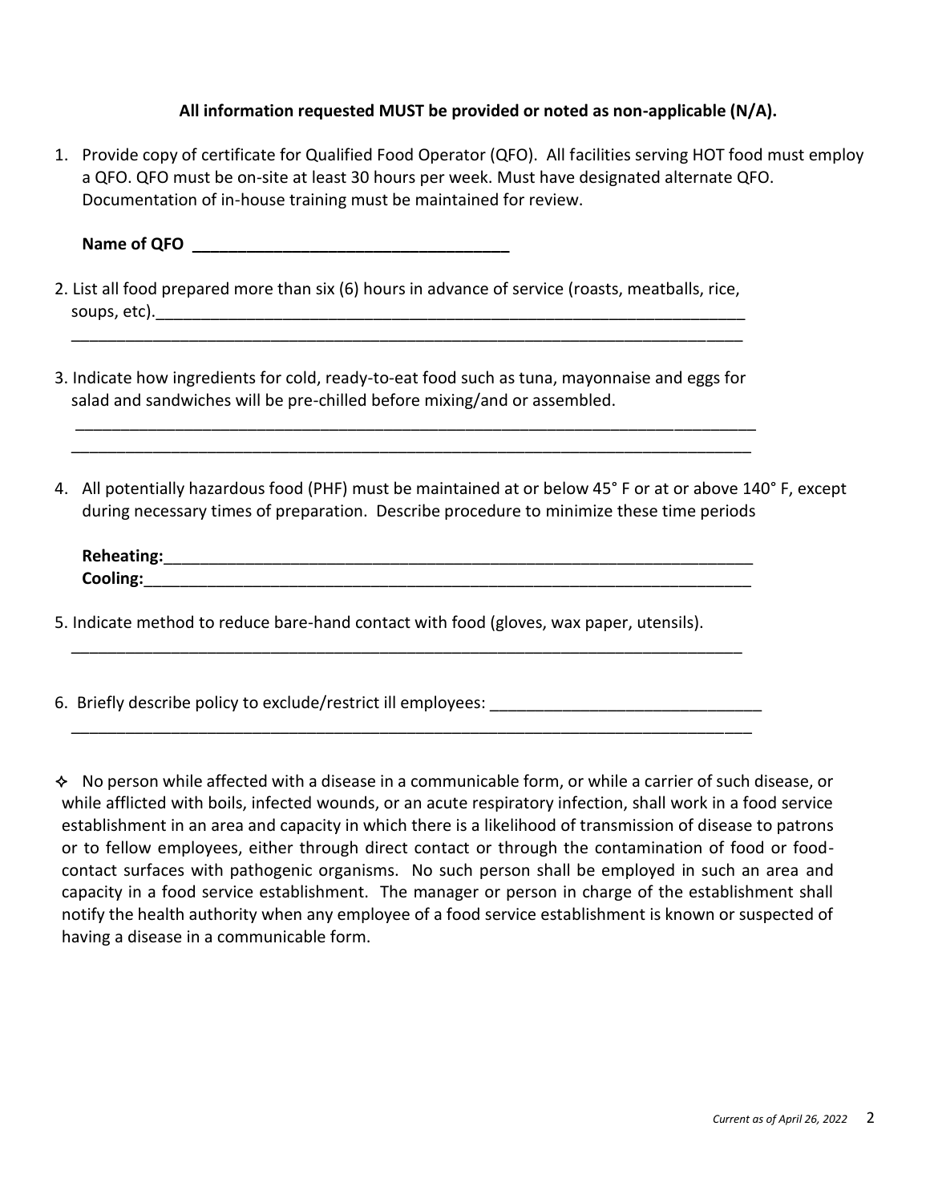**All information requested MUST be provided or noted as non-applicable (N/A).**

1. Provide copy of certificate for Qualified Food Operator (QFO). All facilities serving HOT food must employ a QFO. QFO must be on-site at least 30 hours per week. Must have designated alternate QFO. Documentation of in-house training must be maintained for review.

   **Name of QFO \_\_\_\_\_\_\_\_\_\_\_\_\_\_\_\_\_\_\_\_\_\_\_\_\_\_\_\_\_\_\_\_\_\_\_\_**

2. List all food prepared more than six (6) hours in advance of service (roasts, meatballs, rice, soups, etc).\_\_\_\_\_\_\_\_\_\_\_\_\_\_\_\_\_\_\_\_\_\_\_\_\_\_\_\_\_\_\_\_\_\_\_\_\_\_\_\_\_\_\_\_\_\_\_\_\_\_\_\_\_\_\_\_\_\_\_\_\_\_\_\_\_\_
   \_\_\_\_\_\_\_\_\_\_\_\_\_\_\_\_\_\_\_\_\_\_\_\_\_\_\_\_\_\_\_\_\_\_\_\_\_\_\_\_\_\_\_\_\_\_\_\_\_\_\_\_\_\_\_\_\_\_\_\_\_\_\_\_\_\_\_\_\_\_\_\_\_\_\_\_\_

3. Indicate how ingredients for cold, ready-to-eat food such as tuna, mayonnaise and eggs for salad and sandwiches will be pre-chilled before mixing/and or assembled.
   \_\_\_\_\_\_\_\_\_\_\_\_\_\_\_\_\_\_\_\_\_\_\_\_\_\_\_\_\_\_\_\_\_\_\_\_\_\_\_\_\_\_\_\_\_\_\_\_\_\_\_\_\_\_\_\_\_\_\_\_\_\_\_\_\_\_\_\_\_\_\_\_\_\_\_\_\_
   \_\_\_\_\_\_\_\_\_\_\_\_\_\_\_\_\_\_\_\_\_\_\_\_\_\_\_\_\_\_\_\_\_\_\_\_\_\_\_\_\_\_\_\_\_\_\_\_\_\_\_\_\_\_\_\_\_\_\_\_\_\_\_\_\_\_\_\_\_\_\_\_\_\_\_\_\_

4. All potentially hazardous food (PHF) must be maintained at or below 45° F or at or above 140° F, except during necessary times of preparation. Describe procedure to minimize these time periods

   **Reheating:**\_\_\_\_\_\_\_\_\_\_\_\_\_\_\_\_\_\_\_\_\_\_\_\_\_\_\_\_\_\_\_\_\_\_\_\_\_\_\_\_\_\_\_\_\_\_\_\_\_\_\_\_\_\_\_\_\_\_\_\_\_\_\_\_\_\_\_\_
   **Cooling:**\_\_\_\_\_\_\_\_\_\_\_\_\_\_\_\_\_\_\_\_\_\_\_\_\_\_\_\_\_\_\_\_\_\_\_\_\_\_\_\_\_\_\_\_\_\_\_\_\_\_\_\_\_\_\_\_\_\_\_\_\_\_\_\_\_\_\_\_\_\_

5. Indicate method to reduce bare-hand contact with food (gloves, wax paper, utensils).
   \_\_\_\_\_\_\_\_\_\_\_\_\_\_\_\_\_\_\_\_\_\_\_\_\_\_\_\_\_\_\_\_\_\_\_\_\_\_\_\_\_\_\_\_\_\_\_\_\_\_\_\_\_\_\_\_\_\_\_\_\_\_\_\_\_\_\_\_\_\_\_\_\_\_\_\_\_

6. Briefly describe policy to exclude/restrict ill employees: \_\_\_\_\_\_\_\_\_\_\_\_\_\_\_\_\_\_\_\_\_\_\_\_\_\_\_\_\_\_\_
   \_\_\_\_\_\_\_\_\_\_\_\_\_\_\_\_\_\_\_\_\_\_\_\_\_\_\_\_\_\_\_\_\_\_\_\_\_\_\_\_\_\_\_\_\_\_\_\_\_\_\_\_\_\_\_\_\_\_\_\_\_\_\_\_\_\_\_\_\_\_\_\_\_\_\_\_\_

- No person while affected with a disease in a communicable form, or while a carrier of such disease, or while afflicted with boils, infected wounds, or an acute respiratory infection, shall work in a food service establishment in an area and capacity in which there is a likelihood of transmission of disease to patrons or to fellow employees, either through direct contact or through the contamination of food or food-contact surfaces with pathogenic organisms. No such person shall be employed in such an area and capacity in a food service establishment. The manager or person in charge of the establishment shall notify the health authority when any employee of a food service establishment is known or suspected of having a disease in a communicable form.

*Current as of April 26, 2022*